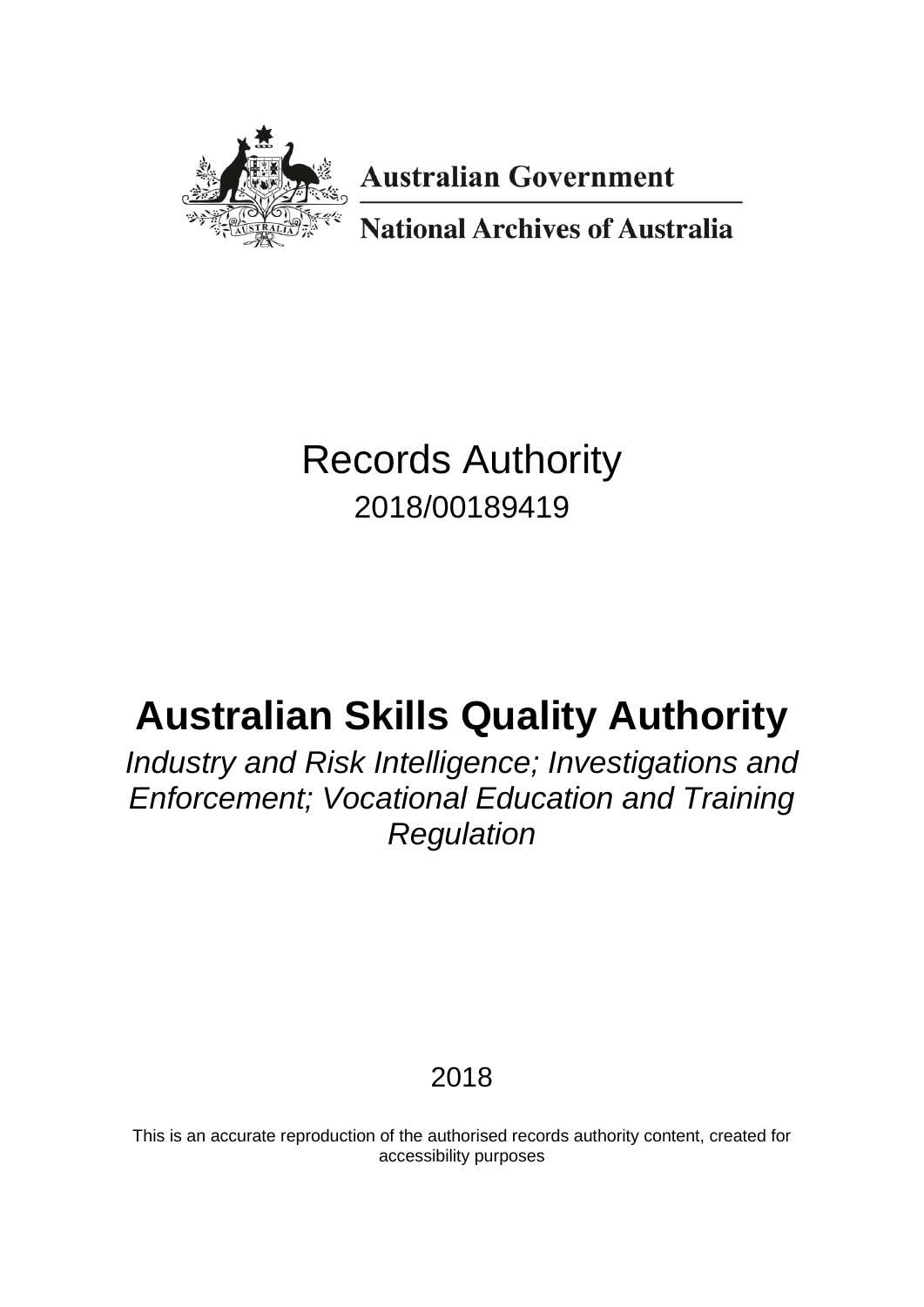Australian Government

National Archives of Australia

# Records Authority

2018/00189419

# Australian Skills Quality Authority

*Industry and Risk Intelligence; Investigations and Enforcement; Vocational Education and Training Regulation*

2018

This is an accurate reproduction of the authorised records authority content, created for accessibility purposes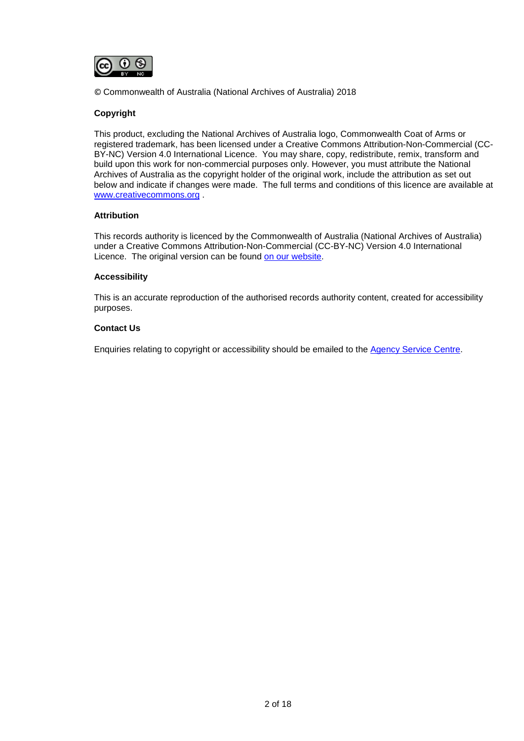© Commonwealth of Australia (National Archives of Australia) 2018

**Copyright**

This product, excluding the National Archives of Australia logo, Commonwealth Coat of Arms or registered trademark, has been licensed under a Creative Commons Attribution-Non-Commercial (CC-BY-NC) Version 4.0 International Licence. You may share, copy, redistribute, remix, transform and build upon this work for non-commercial purposes only. However, you must attribute the National Archives of Australia as the copyright holder of the original work, include the attribution as set out below and indicate if changes were made. The full terms and conditions of this licence are available at www.creativecommons.org .

**Attribution**

This records authority is licenced by the Commonwealth of Australia (National Archives of Australia) under a Creative Commons Attribution-Non-Commercial (CC-BY-NC) Version 4.0 International Licence. The original version can be found on our website.

**Accessibility**

This is an accurate reproduction of the authorised records authority content, created for accessibility purposes.

**Contact Us**

Enquiries relating to copyright or accessibility should be emailed to the Agency Service Centre.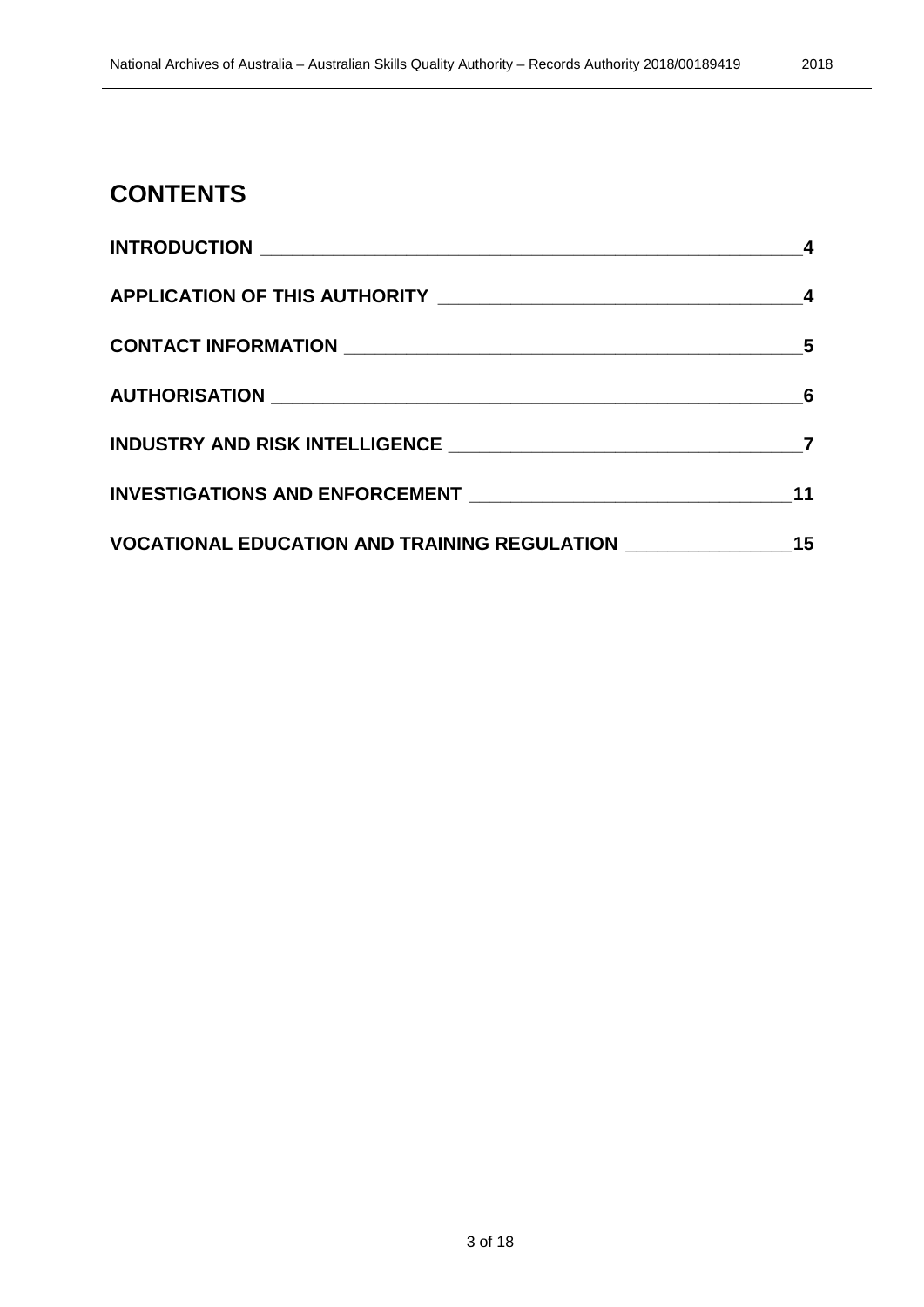# CONTENTS

**INTRODUCTION** 4

**APPLICATION OF THIS AUTHORITY** 4

**CONTACT INFORMATION** 5

**AUTHORISATION** 6

**INDUSTRY AND RISK INTELLIGENCE** 7

**INVESTIGATIONS AND ENFORCEMENT** 11

**VOCATIONAL EDUCATION AND TRAINING REGULATION** 15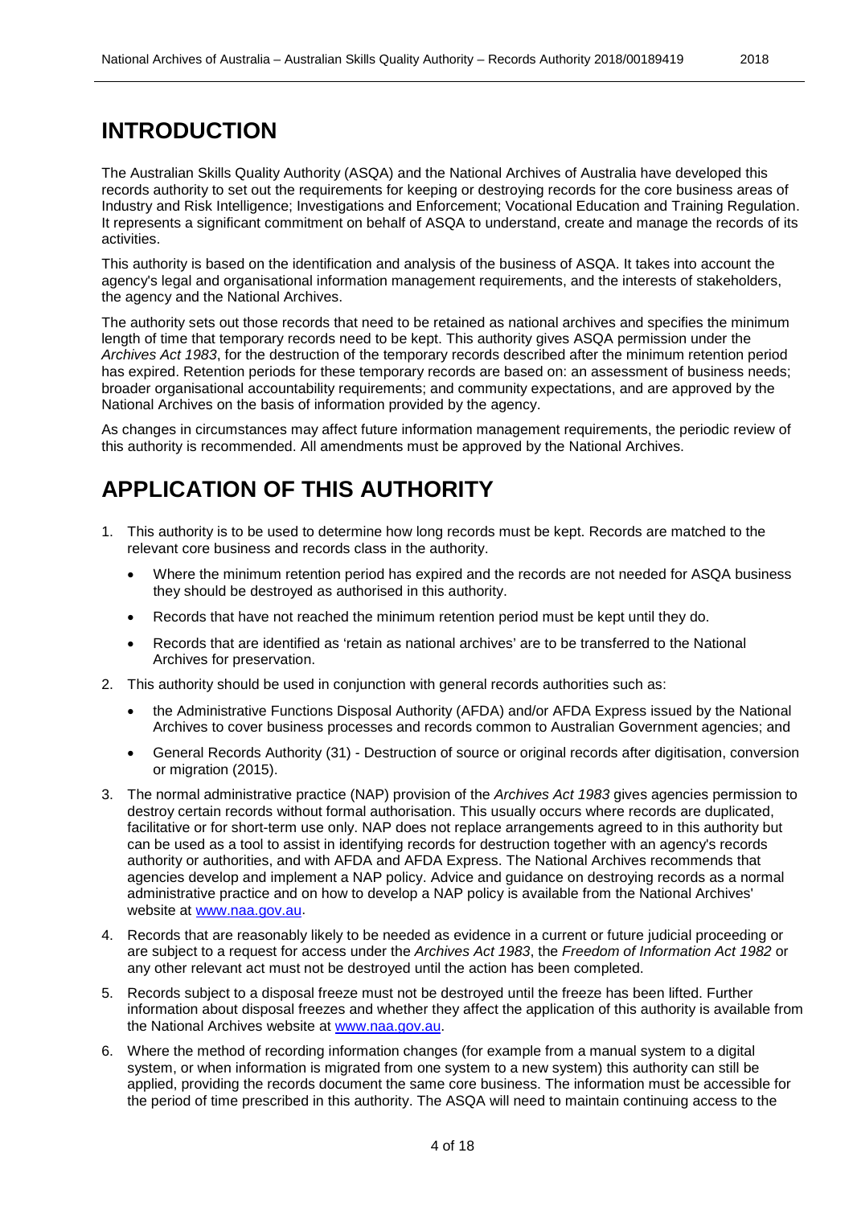# INTRODUCTION

The Australian Skills Quality Authority (ASQA) and the National Archives of Australia have developed this records authority to set out the requirements for keeping or destroying records for the core business areas of Industry and Risk Intelligence; Investigations and Enforcement; Vocational Education and Training Regulation. It represents a significant commitment on behalf of ASQA to understand, create and manage the records of its activities.

This authority is based on the identification and analysis of the business of ASQA. It takes into account the agency's legal and organisational information management requirements, and the interests of stakeholders, the agency and the National Archives.

The authority sets out those records that need to be retained as national archives and specifies the minimum length of time that temporary records need to be kept. This authority gives ASQA permission under the *Archives Act 1983*, for the destruction of the temporary records described after the minimum retention period has expired. Retention periods for these temporary records are based on: an assessment of business needs; broader organisational accountability requirements; and community expectations, and are approved by the National Archives on the basis of information provided by the agency.

As changes in circumstances may affect future information management requirements, the periodic review of this authority is recommended. All amendments must be approved by the National Archives.

# APPLICATION OF THIS AUTHORITY

1. This authority is to be used to determine how long records must be kept. Records are matched to the relevant core business and records class in the authority.
   - Where the minimum retention period has expired and the records are not needed for ASQA business they should be destroyed as authorised in this authority.
   - Records that have not reached the minimum retention period must be kept until they do.
   - Records that are identified as 'retain as national archives' are to be transferred to the National Archives for preservation.
2. This authority should be used in conjunction with general records authorities such as:
   - the Administrative Functions Disposal Authority (AFDA) and/or AFDA Express issued by the National Archives to cover business processes and records common to Australian Government agencies; and
   - General Records Authority (31) - Destruction of source or original records after digitisation, conversion or migration (2015).
3. The normal administrative practice (NAP) provision of the *Archives Act 1983* gives agencies permission to destroy certain records without formal authorisation. This usually occurs where records are duplicated, facilitative or for short-term use only. NAP does not replace arrangements agreed to in this authority but can be used as a tool to assist in identifying records for destruction together with an agency's records authority or authorities, and with AFDA and AFDA Express. The National Archives recommends that agencies develop and implement a NAP policy. Advice and guidance on destroying records as a normal administrative practice and on how to develop a NAP policy is available from the National Archives' website at www.naa.gov.au.
4. Records that are reasonably likely to be needed as evidence in a current or future judicial proceeding or are subject to a request for access under the *Archives Act 1983*, the *Freedom of Information Act 1982* or any other relevant act must not be destroyed until the action has been completed.
5. Records subject to a disposal freeze must not be destroyed until the freeze has been lifted. Further information about disposal freezes and whether they affect the application of this authority is available from the National Archives website at www.naa.gov.au.
6. Where the method of recording information changes (for example from a manual system to a digital system, or when information is migrated from one system to a new system) this authority can still be applied, providing the records document the same core business. The information must be accessible for the period of time prescribed in this authority. The ASQA will need to maintain continuing access to the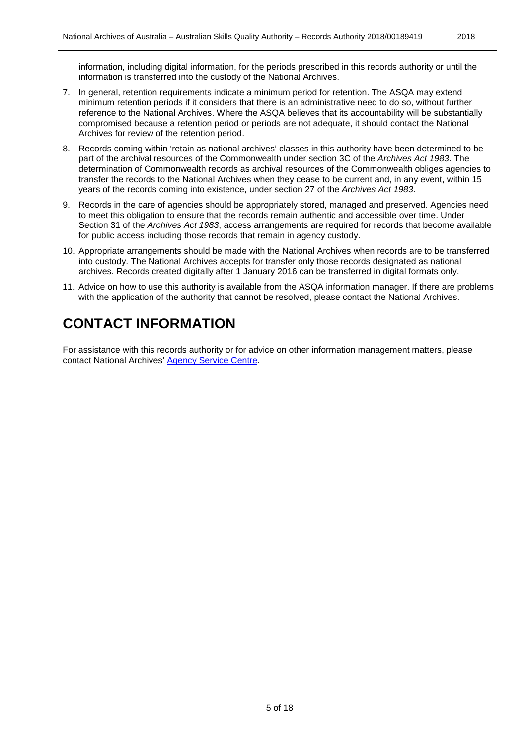information, including digital information, for the periods prescribed in this records authority or until the information is transferred into the custody of the National Archives.

7. In general, retention requirements indicate a minimum period for retention. The ASQA may extend minimum retention periods if it considers that there is an administrative need to do so, without further reference to the National Archives. Where the ASQA believes that its accountability will be substantially compromised because a retention period or periods are not adequate, it should contact the National Archives for review of the retention period.
8. Records coming within 'retain as national archives' classes in this authority have been determined to be part of the archival resources of the Commonwealth under section 3C of the *Archives Act 1983*. The determination of Commonwealth records as archival resources of the Commonwealth obliges agencies to transfer the records to the National Archives when they cease to be current and, in any event, within 15 years of the records coming into existence, under section 27 of the *Archives Act 1983*.
9. Records in the care of agencies should be appropriately stored, managed and preserved. Agencies need to meet this obligation to ensure that the records remain authentic and accessible over time. Under Section 31 of the *Archives Act 1983*, access arrangements are required for records that become available for public access including those records that remain in agency custody.
10. Appropriate arrangements should be made with the National Archives when records are to be transferred into custody. The National Archives accepts for transfer only those records designated as national archives. Records created digitally after 1 January 2016 can be transferred in digital formats only.
11. Advice on how to use this authority is available from the ASQA information manager. If there are problems with the application of the authority that cannot be resolved, please contact the National Archives.

# CONTACT INFORMATION

For assistance with this records authority or for advice on other information management matters, please contact National Archives' Agency Service Centre.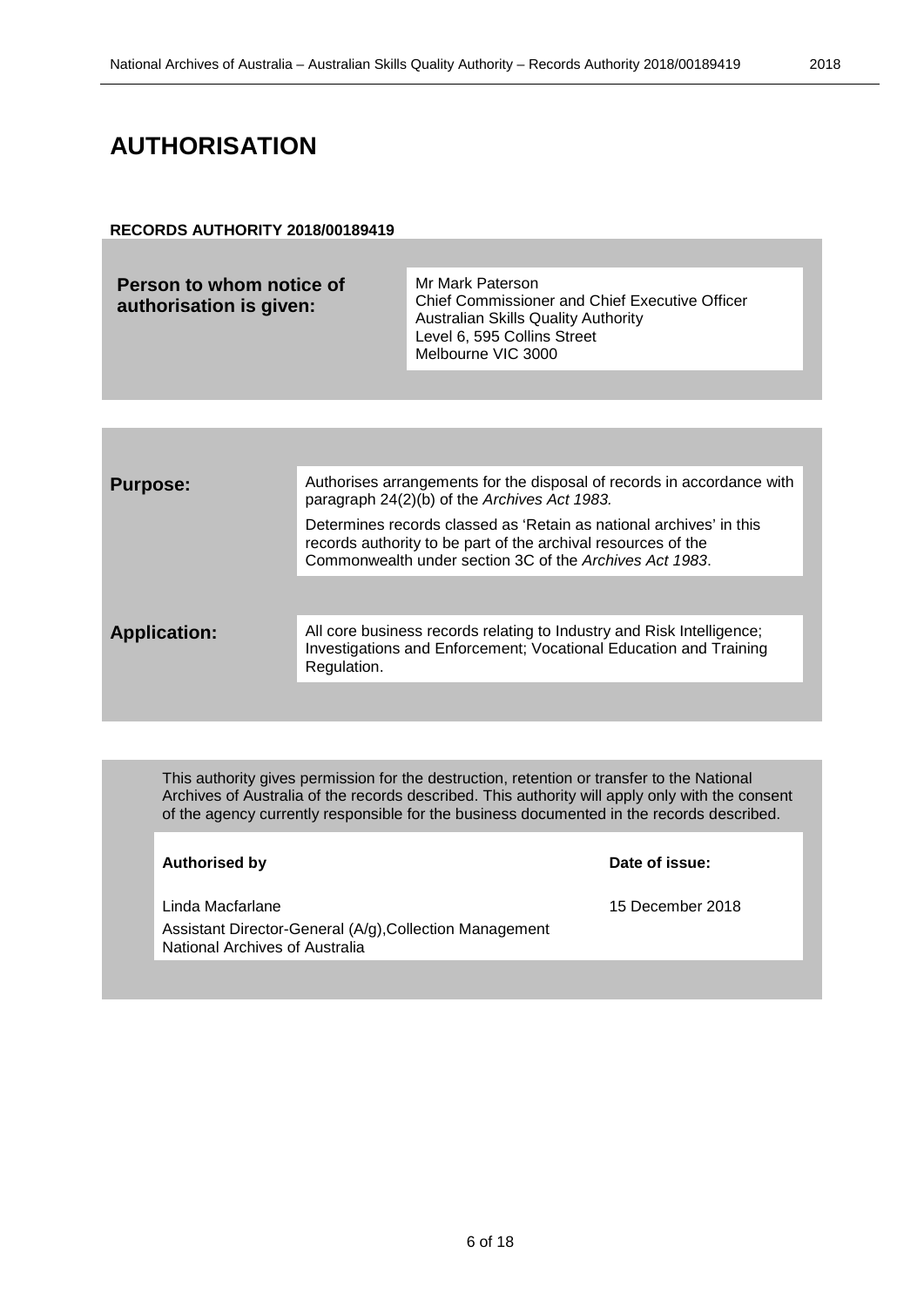# AUTHORISATION

**RECORDS AUTHORITY 2018/00189419**

| | |
|---|---|
| **Person to whom notice of authorisation is given:** | Mr Mark Paterson<br>Chief Commissioner and Chief Executive Officer<br>Australian Skills Quality Authority<br>Level 6, 595 Collins Street<br>Melbourne VIC 3000 |

| | |
|---|---|
| **Purpose:** | Authorises arrangements for the disposal of records in accordance with paragraph 24(2)(b) of the *Archives Act 1983.*<br><br>Determines records classed as 'Retain as national archives' in this records authority to be part of the archival resources of the Commonwealth under section 3C of the *Archives Act 1983*. |
| **Application:** | All core business records relating to Industry and Risk Intelligence; Investigations and Enforcement; Vocational Education and Training Regulation. |

This authority gives permission for the destruction, retention or transfer to the National Archives of Australia of the records described. This authority will apply only with the consent of the agency currently responsible for the business documented in the records described.

| **Authorised by** | **Date of issue:** |
|---|---|
| Linda Macfarlane<br>Assistant Director-General (A/g),Collection Management<br>National Archives of Australia | 15 December 2018 |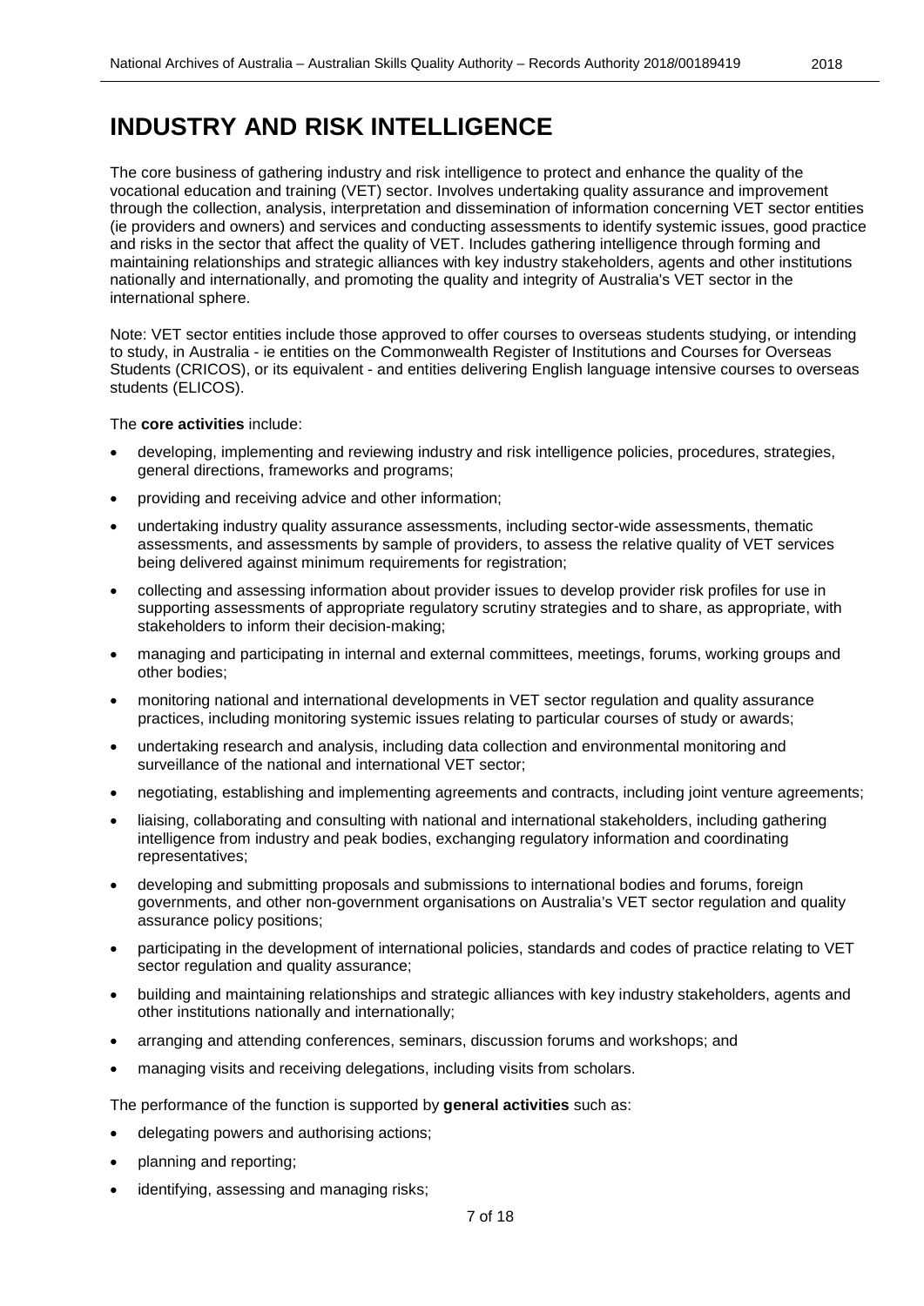# INDUSTRY AND RISK INTELLIGENCE

The core business of gathering industry and risk intelligence to protect and enhance the quality of the vocational education and training (VET) sector. Involves undertaking quality assurance and improvement through the collection, analysis, interpretation and dissemination of information concerning VET sector entities (ie providers and owners) and services and conducting assessments to identify systemic issues, good practice and risks in the sector that affect the quality of VET. Includes gathering intelligence through forming and maintaining relationships and strategic alliances with key industry stakeholders, agents and other institutions nationally and internationally, and promoting the quality and integrity of Australia's VET sector in the international sphere.

Note: VET sector entities include those approved to offer courses to overseas students studying, or intending to study, in Australia - ie entities on the Commonwealth Register of Institutions and Courses for Overseas Students (CRICOS), or its equivalent - and entities delivering English language intensive courses to overseas students (ELICOS).

The **core activities** include:

- developing, implementing and reviewing industry and risk intelligence policies, procedures, strategies, general directions, frameworks and programs;
- providing and receiving advice and other information;
- undertaking industry quality assurance assessments, including sector-wide assessments, thematic assessments, and assessments by sample of providers, to assess the relative quality of VET services being delivered against minimum requirements for registration;
- collecting and assessing information about provider issues to develop provider risk profiles for use in supporting assessments of appropriate regulatory scrutiny strategies and to share, as appropriate, with stakeholders to inform their decision-making;
- managing and participating in internal and external committees, meetings, forums, working groups and other bodies;
- monitoring national and international developments in VET sector regulation and quality assurance practices, including monitoring systemic issues relating to particular courses of study or awards;
- undertaking research and analysis, including data collection and environmental monitoring and surveillance of the national and international VET sector;
- negotiating, establishing and implementing agreements and contracts, including joint venture agreements;
- liaising, collaborating and consulting with national and international stakeholders, including gathering intelligence from industry and peak bodies, exchanging regulatory information and coordinating representatives;
- developing and submitting proposals and submissions to international bodies and forums, foreign governments, and other non-government organisations on Australia's VET sector regulation and quality assurance policy positions;
- participating in the development of international policies, standards and codes of practice relating to VET sector regulation and quality assurance;
- building and maintaining relationships and strategic alliances with key industry stakeholders, agents and other institutions nationally and internationally;
- arranging and attending conferences, seminars, discussion forums and workshops; and
- managing visits and receiving delegations, including visits from scholars.

The performance of the function is supported by **general activities** such as:

- delegating powers and authorising actions;
- planning and reporting;
- identifying, assessing and managing risks;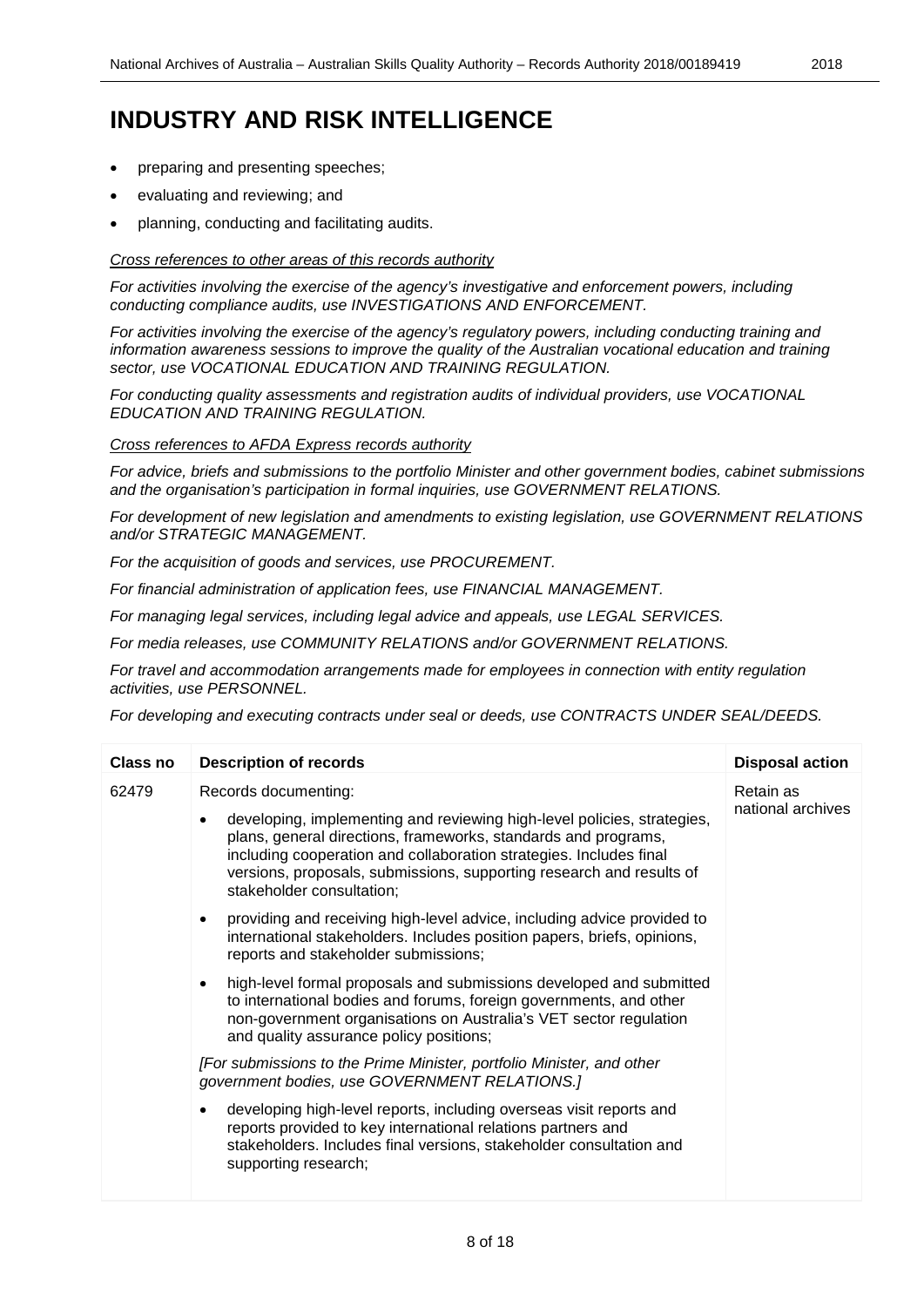# INDUSTRY AND RISK INTELLIGENCE

- preparing and presenting speeches;
- evaluating and reviewing; and
- planning, conducting and facilitating audits.

*Cross references to other areas of this records authority*

*For activities involving the exercise of the agency's investigative and enforcement powers, including conducting compliance audits, use INVESTIGATIONS AND ENFORCEMENT.*

*For activities involving the exercise of the agency's regulatory powers, including conducting training and information awareness sessions to improve the quality of the Australian vocational education and training sector, use VOCATIONAL EDUCATION AND TRAINING REGULATION.*

*For conducting quality assessments and registration audits of individual providers, use VOCATIONAL EDUCATION AND TRAINING REGULATION.*

*Cross references to AFDA Express records authority*

*For advice, briefs and submissions to the portfolio Minister and other government bodies, cabinet submissions and the organisation's participation in formal inquiries, use GOVERNMENT RELATIONS.*

*For development of new legislation and amendments to existing legislation, use GOVERNMENT RELATIONS and/or STRATEGIC MANAGEMENT.*

*For the acquisition of goods and services, use PROCUREMENT.*

*For financial administration of application fees, use FINANCIAL MANAGEMENT.*

*For managing legal services, including legal advice and appeals, use LEGAL SERVICES.*

*For media releases, use COMMUNITY RELATIONS and/or GOVERNMENT RELATIONS.*

*For travel and accommodation arrangements made for employees in connection with entity regulation activities, use PERSONNEL.*

*For developing and executing contracts under seal or deeds, use CONTRACTS UNDER SEAL/DEEDS.*

| Class no | Description of records | Disposal action |
|---|---|---|
| 62479 | Records documenting:<br>• developing, implementing and reviewing high-level policies, strategies, plans, general directions, frameworks, standards and programs, including cooperation and collaboration strategies. Includes final versions, proposals, submissions, supporting research and results of stakeholder consultation;<br>• providing and receiving high-level advice, including advice provided to international stakeholders. Includes position papers, briefs, opinions, reports and stakeholder submissions;<br>• high-level formal proposals and submissions developed and submitted to international bodies and forums, foreign governments, and other non-government organisations on Australia's VET sector regulation and quality assurance policy positions;<br>*[For submissions to the Prime Minister, portfolio Minister, and other government bodies, use GOVERNMENT RELATIONS.]*<br>• developing high-level reports, including overseas visit reports and reports provided to key international relations partners and stakeholders. Includes final versions, stakeholder consultation and supporting research; | Retain as national archives |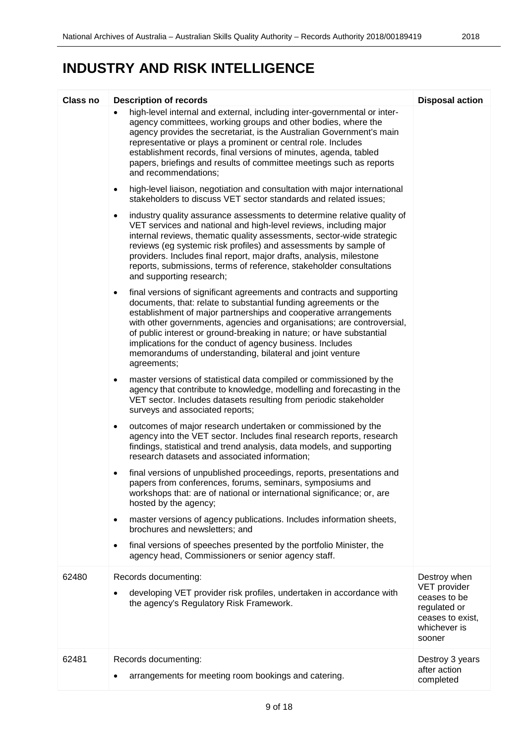# INDUSTRY AND RISK INTELLIGENCE

| Class no | Description of records | Disposal action |
|---|---|---|
| | • high-level internal and external, including inter-governmental or inter-agency committees, working groups and other bodies, where the agency provides the secretariat, is the Australian Government's main representative or plays a prominent or central role. Includes establishment records, final versions of minutes, agenda, tabled papers, briefings and results of committee meetings such as reports and recommendations;<br>• high-level liaison, negotiation and consultation with major international stakeholders to discuss VET sector standards and related issues;<br>• industry quality assurance assessments to determine relative quality of VET services and national and high-level reviews, including major internal reviews, thematic quality assessments, sector-wide strategic reviews (eg systemic risk profiles) and assessments by sample of providers. Includes final report, major drafts, analysis, milestone reports, submissions, terms of reference, stakeholder consultations and supporting research;<br>• final versions of significant agreements and contracts and supporting documents, that: relate to substantial funding agreements or the establishment of major partnerships and cooperative arrangements with other governments, agencies and organisations; are controversial, of public interest or ground-breaking in nature; or have substantial implications for the conduct of agency business. Includes memorandums of understanding, bilateral and joint venture agreements;<br>• master versions of statistical data compiled or commissioned by the agency that contribute to knowledge, modelling and forecasting in the VET sector. Includes datasets resulting from periodic stakeholder surveys and associated reports;<br>• outcomes of major research undertaken or commissioned by the agency into the VET sector. Includes final research reports, research findings, statistical and trend analysis, data models, and supporting research datasets and associated information;<br>• final versions of unpublished proceedings, reports, presentations and papers from conferences, forums, seminars, symposiums and workshops that: are of national or international significance; or, are hosted by the agency;<br>• master versions of agency publications. Includes information sheets, brochures and newsletters; and<br>• final versions of speeches presented by the portfolio Minister, the agency head, Commissioners or senior agency staff. | |
| 62480 | Records documenting:<br>• developing VET provider risk profiles, undertaken in accordance with the agency's Regulatory Risk Framework. | Destroy when VET provider ceases to be regulated or ceases to exist, whichever is sooner |
| 62481 | Records documenting:<br>• arrangements for meeting room bookings and catering. | Destroy 3 years after action completed |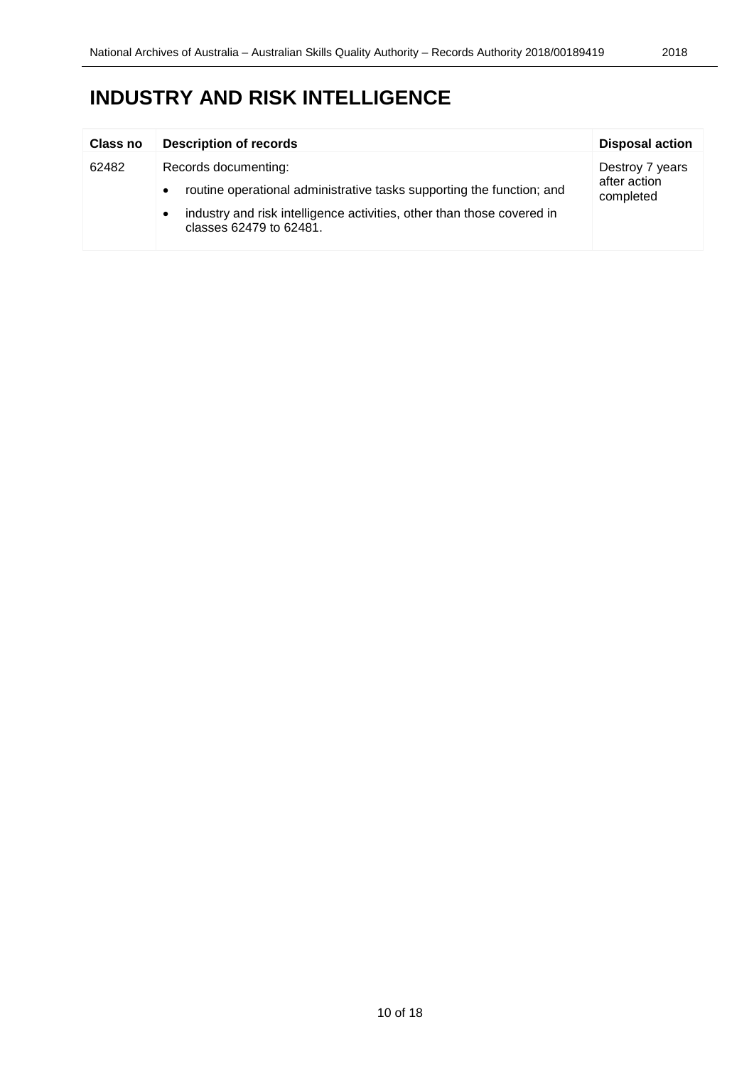# INDUSTRY AND RISK INTELLIGENCE

| Class no | Description of records | Disposal action |
|---|---|---|
| 62482 | Records documenting: <br>• routine operational administrative tasks supporting the function; and <br>• industry and risk intelligence activities, other than those covered in classes 62479 to 62481. | Destroy 7 years after action completed |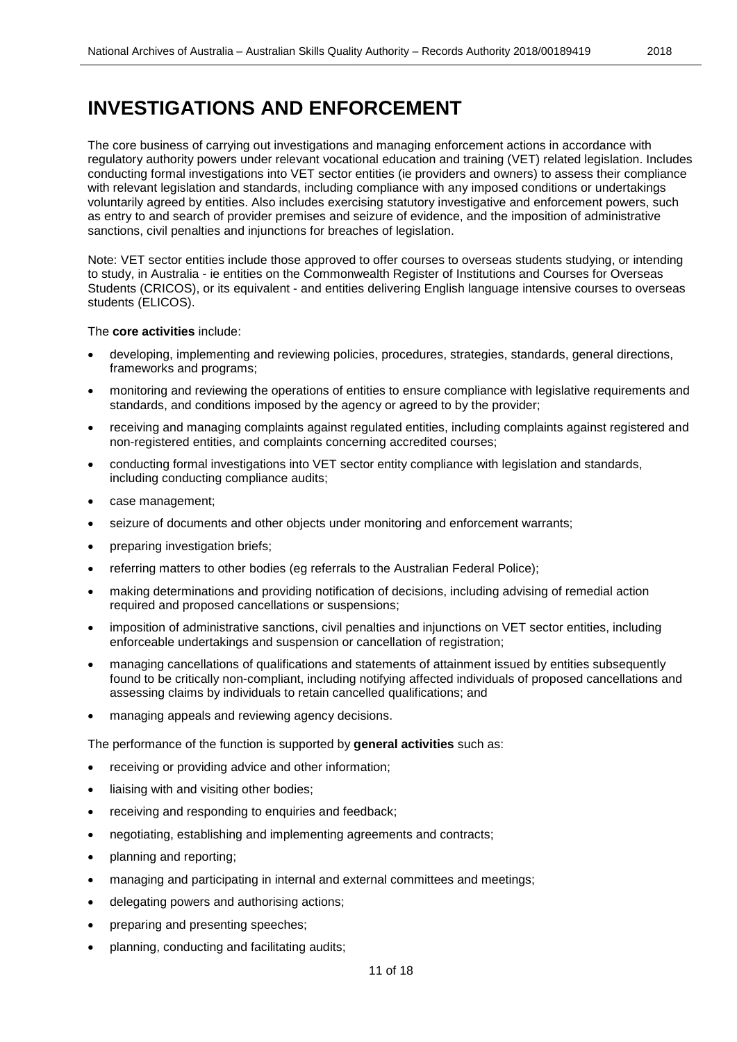# INVESTIGATIONS AND ENFORCEMENT

The core business of carrying out investigations and managing enforcement actions in accordance with regulatory authority powers under relevant vocational education and training (VET) related legislation. Includes conducting formal investigations into VET sector entities (ie providers and owners) to assess their compliance with relevant legislation and standards, including compliance with any imposed conditions or undertakings voluntarily agreed by entities. Also includes exercising statutory investigative and enforcement powers, such as entry to and search of provider premises and seizure of evidence, and the imposition of administrative sanctions, civil penalties and injunctions for breaches of legislation.

Note: VET sector entities include those approved to offer courses to overseas students studying, or intending to study, in Australia - ie entities on the Commonwealth Register of Institutions and Courses for Overseas Students (CRICOS), or its equivalent - and entities delivering English language intensive courses to overseas students (ELICOS).

The **core activities** include:

- developing, implementing and reviewing policies, procedures, strategies, standards, general directions, frameworks and programs;
- monitoring and reviewing the operations of entities to ensure compliance with legislative requirements and standards, and conditions imposed by the agency or agreed to by the provider;
- receiving and managing complaints against regulated entities, including complaints against registered and non-registered entities, and complaints concerning accredited courses;
- conducting formal investigations into VET sector entity compliance with legislation and standards, including conducting compliance audits;
- case management;
- seizure of documents and other objects under monitoring and enforcement warrants;
- preparing investigation briefs;
- referring matters to other bodies (eg referrals to the Australian Federal Police);
- making determinations and providing notification of decisions, including advising of remedial action required and proposed cancellations or suspensions;
- imposition of administrative sanctions, civil penalties and injunctions on VET sector entities, including enforceable undertakings and suspension or cancellation of registration;
- managing cancellations of qualifications and statements of attainment issued by entities subsequently found to be critically non-compliant, including notifying affected individuals of proposed cancellations and assessing claims by individuals to retain cancelled qualifications; and
- managing appeals and reviewing agency decisions.

The performance of the function is supported by **general activities** such as:

- receiving or providing advice and other information;
- liaising with and visiting other bodies;
- receiving and responding to enquiries and feedback;
- negotiating, establishing and implementing agreements and contracts;
- planning and reporting;
- managing and participating in internal and external committees and meetings;
- delegating powers and authorising actions;
- preparing and presenting speeches;
- planning, conducting and facilitating audits;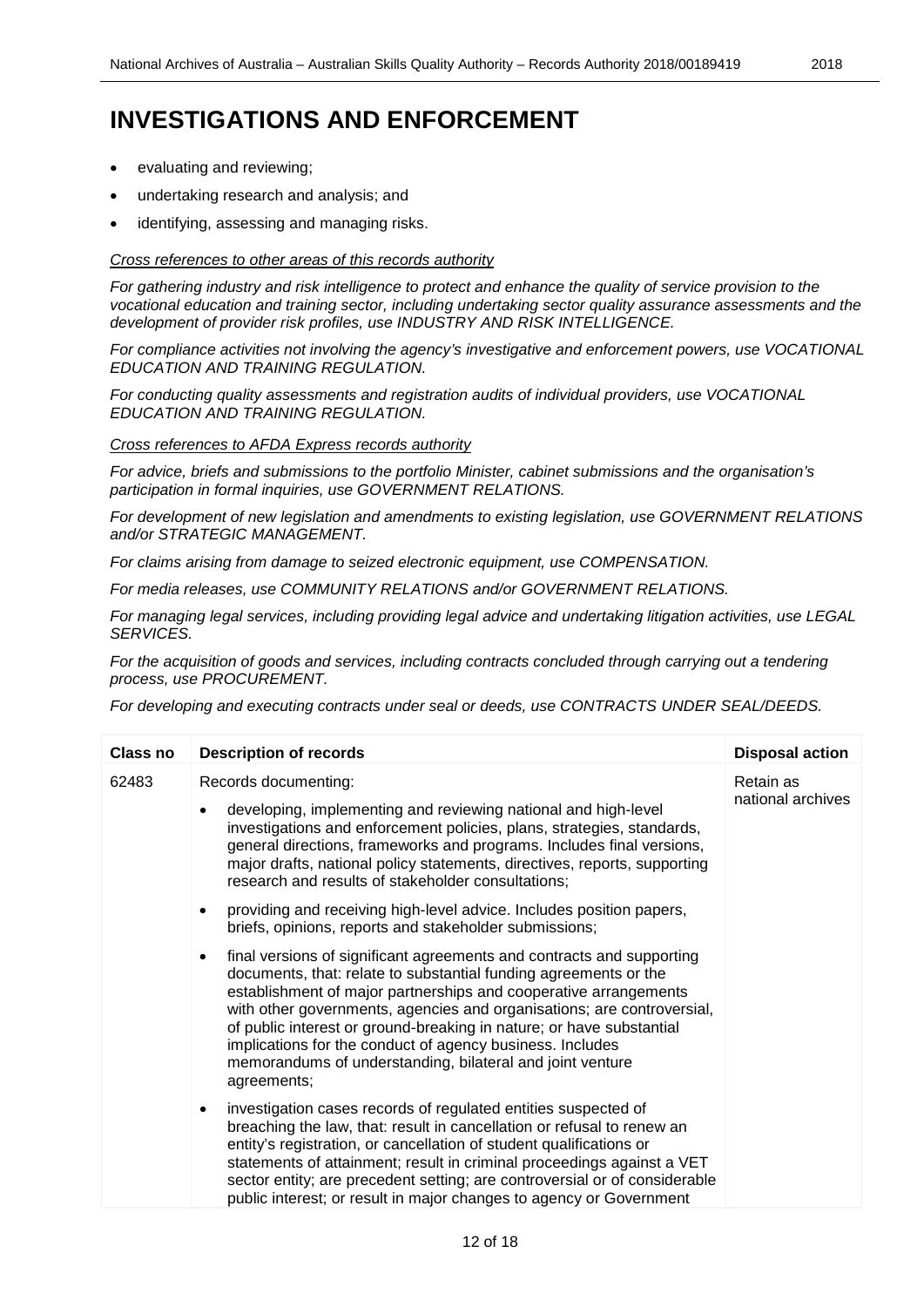# INVESTIGATIONS AND ENFORCEMENT

- evaluating and reviewing;
- undertaking research and analysis; and
- identifying, assessing and managing risks.

*Cross references to other areas of this records authority*

*For gathering industry and risk intelligence to protect and enhance the quality of service provision to the vocational education and training sector, including undertaking sector quality assurance assessments and the development of provider risk profiles, use INDUSTRY AND RISK INTELLIGENCE.*

*For compliance activities not involving the agency's investigative and enforcement powers, use VOCATIONAL EDUCATION AND TRAINING REGULATION.*

*For conducting quality assessments and registration audits of individual providers, use VOCATIONAL EDUCATION AND TRAINING REGULATION.*

*Cross references to AFDA Express records authority*

*For advice, briefs and submissions to the portfolio Minister, cabinet submissions and the organisation's participation in formal inquiries, use GOVERNMENT RELATIONS.*

*For development of new legislation and amendments to existing legislation, use GOVERNMENT RELATIONS and/or STRATEGIC MANAGEMENT.*

*For claims arising from damage to seized electronic equipment, use COMPENSATION.*

*For media releases, use COMMUNITY RELATIONS and/or GOVERNMENT RELATIONS.*

*For managing legal services, including providing legal advice and undertaking litigation activities, use LEGAL SERVICES.*

*For the acquisition of goods and services, including contracts concluded through carrying out a tendering process, use PROCUREMENT.*

*For developing and executing contracts under seal or deeds, use CONTRACTS UNDER SEAL/DEEDS.*

| Class no | Description of records | Disposal action |
|---|---|---|
| 62483 | Records documenting:<br>• developing, implementing and reviewing national and high-level investigations and enforcement policies, plans, strategies, standards, general directions, frameworks and programs. Includes final versions, major drafts, national policy statements, directives, reports, supporting research and results of stakeholder consultations;<br>• providing and receiving high-level advice. Includes position papers, briefs, opinions, reports and stakeholder submissions;<br>• final versions of significant agreements and contracts and supporting documents, that: relate to substantial funding agreements or the establishment of major partnerships and cooperative arrangements with other governments, agencies and organisations; are controversial, of public interest or ground-breaking in nature; or have substantial implications for the conduct of agency business. Includes memorandums of understanding, bilateral and joint venture agreements;<br>• investigation cases records of regulated entities suspected of breaching the law, that: result in cancellation or refusal to renew an entity's registration, or cancellation of student qualifications or statements of attainment; result in criminal proceedings against a VET sector entity; are precedent setting; are controversial or of considerable public interest; or result in major changes to agency or Government | Retain as national archives |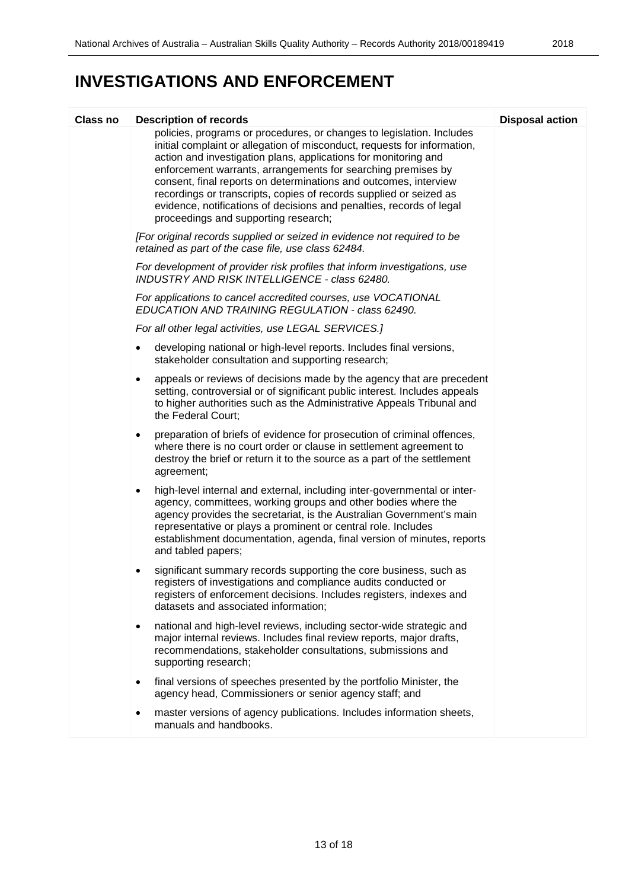# INVESTIGATIONS AND ENFORCEMENT

| Class no | Description of records | Disposal action |
|---|---|---|
| | policies, programs or procedures, or changes to legislation. Includes initial complaint or allegation of misconduct, requests for information, action and investigation plans, applications for monitoring and enforcement warrants, arrangements for searching premises by consent, final reports on determinations and outcomes, interview recordings or transcripts, copies of records supplied or seized as evidence, notifications of decisions and penalties, records of legal proceedings and supporting research;<br><br>*[For original records supplied or seized in evidence not required to be retained as part of the case file, use class 62484.*<br><br>*For development of provider risk profiles that inform investigations, use INDUSTRY AND RISK INTELLIGENCE - class 62480.*<br><br>*For applications to cancel accredited courses, use VOCATIONAL EDUCATION AND TRAINING REGULATION - class 62490.*<br><br>*For all other legal activities, use LEGAL SERVICES.]*<br><br>• developing national or high-level reports. Includes final versions, stakeholder consultation and supporting research;<br><br>• appeals or reviews of decisions made by the agency that are precedent setting, controversial or of significant public interest. Includes appeals to higher authorities such as the Administrative Appeals Tribunal and the Federal Court;<br><br>• preparation of briefs of evidence for prosecution of criminal offences, where there is no court order or clause in settlement agreement to destroy the brief or return it to the source as a part of the settlement agreement;<br><br>• high-level internal and external, including inter-governmental or inter-agency, committees, working groups and other bodies where the agency provides the secretariat, is the Australian Government's main representative or plays a prominent or central role. Includes establishment documentation, agenda, final version of minutes, reports and tabled papers;<br><br>• significant summary records supporting the core business, such as registers of investigations and compliance audits conducted or registers of enforcement decisions. Includes registers, indexes and datasets and associated information;<br><br>• national and high-level reviews, including sector-wide strategic and major internal reviews. Includes final review reports, major drafts, recommendations, stakeholder consultations, submissions and supporting research;<br><br>• final versions of speeches presented by the portfolio Minister, the agency head, Commissioners or senior agency staff; and<br><br>• master versions of agency publications. Includes information sheets, manuals and handbooks. | |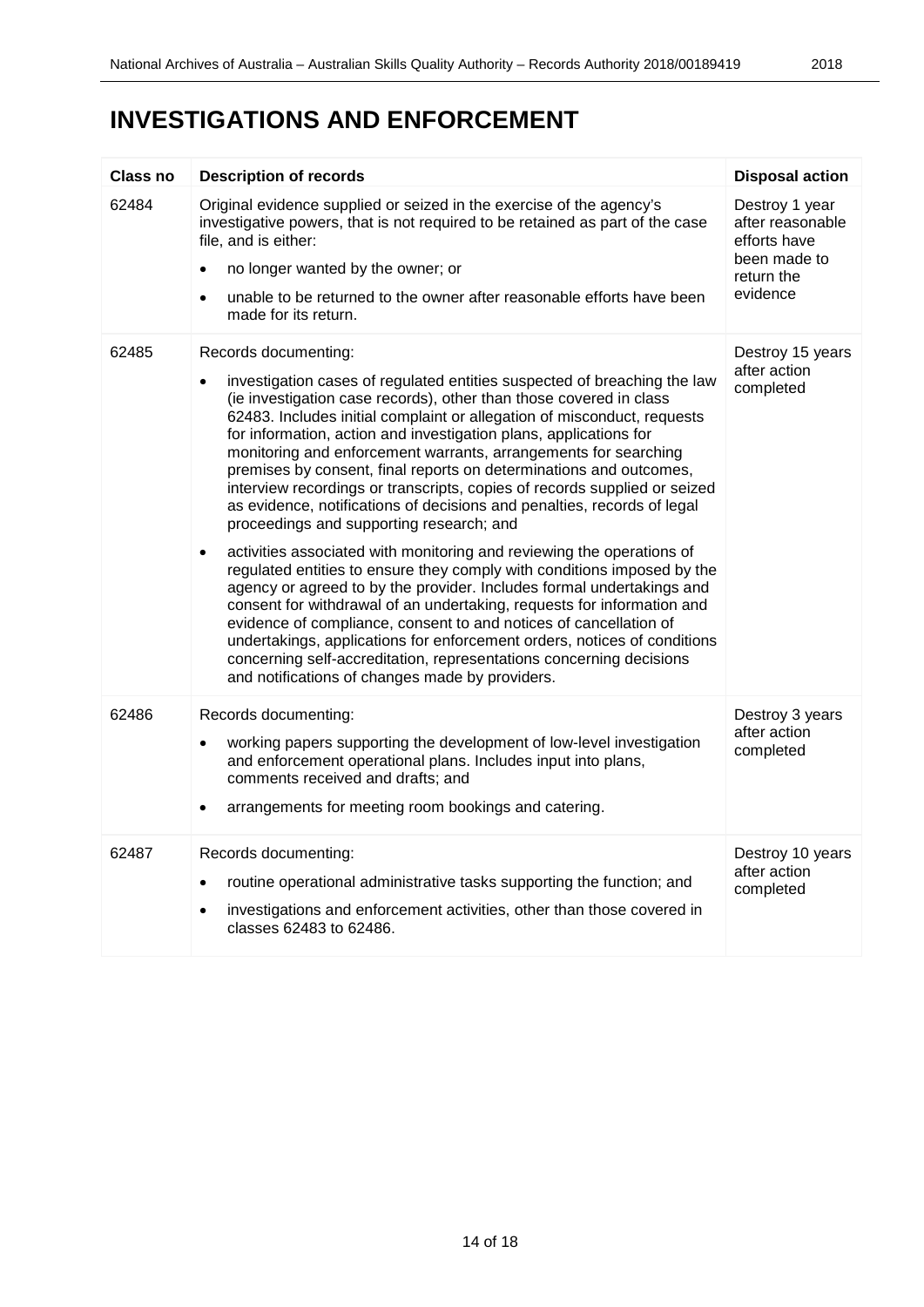# INVESTIGATIONS AND ENFORCEMENT

| Class no | Description of records | Disposal action |
|---|---|---|
| 62484 | Original evidence supplied or seized in the exercise of the agency's investigative powers, that is not required to be retained as part of the case file, and is either:<br>• no longer wanted by the owner; or<br>• unable to be returned to the owner after reasonable efforts have been made for its return. | Destroy 1 year after reasonable efforts have been made to return the evidence |
| 62485 | Records documenting:<br>• investigation cases of regulated entities suspected of breaching the law (ie investigation case records), other than those covered in class 62483. Includes initial complaint or allegation of misconduct, requests for information, action and investigation plans, applications for monitoring and enforcement warrants, arrangements for searching premises by consent, final reports on determinations and outcomes, interview recordings or transcripts, copies of records supplied or seized as evidence, notifications of decisions and penalties, records of legal proceedings and supporting research; and<br>• activities associated with monitoring and reviewing the operations of regulated entities to ensure they comply with conditions imposed by the agency or agreed to by the provider. Includes formal undertakings and consent for withdrawal of an undertaking, requests for information and evidence of compliance, consent to and notices of cancellation of undertakings, applications for enforcement orders, notices of conditions concerning self-accreditation, representations concerning decisions and notifications of changes made by providers. | Destroy 15 years after action completed |
| 62486 | Records documenting:<br>• working papers supporting the development of low-level investigation and enforcement operational plans. Includes input into plans, comments received and drafts; and<br>• arrangements for meeting room bookings and catering. | Destroy 3 years after action completed |
| 62487 | Records documenting:<br>• routine operational administrative tasks supporting the function; and<br>• investigations and enforcement activities, other than those covered in classes 62483 to 62486. | Destroy 10 years after action completed |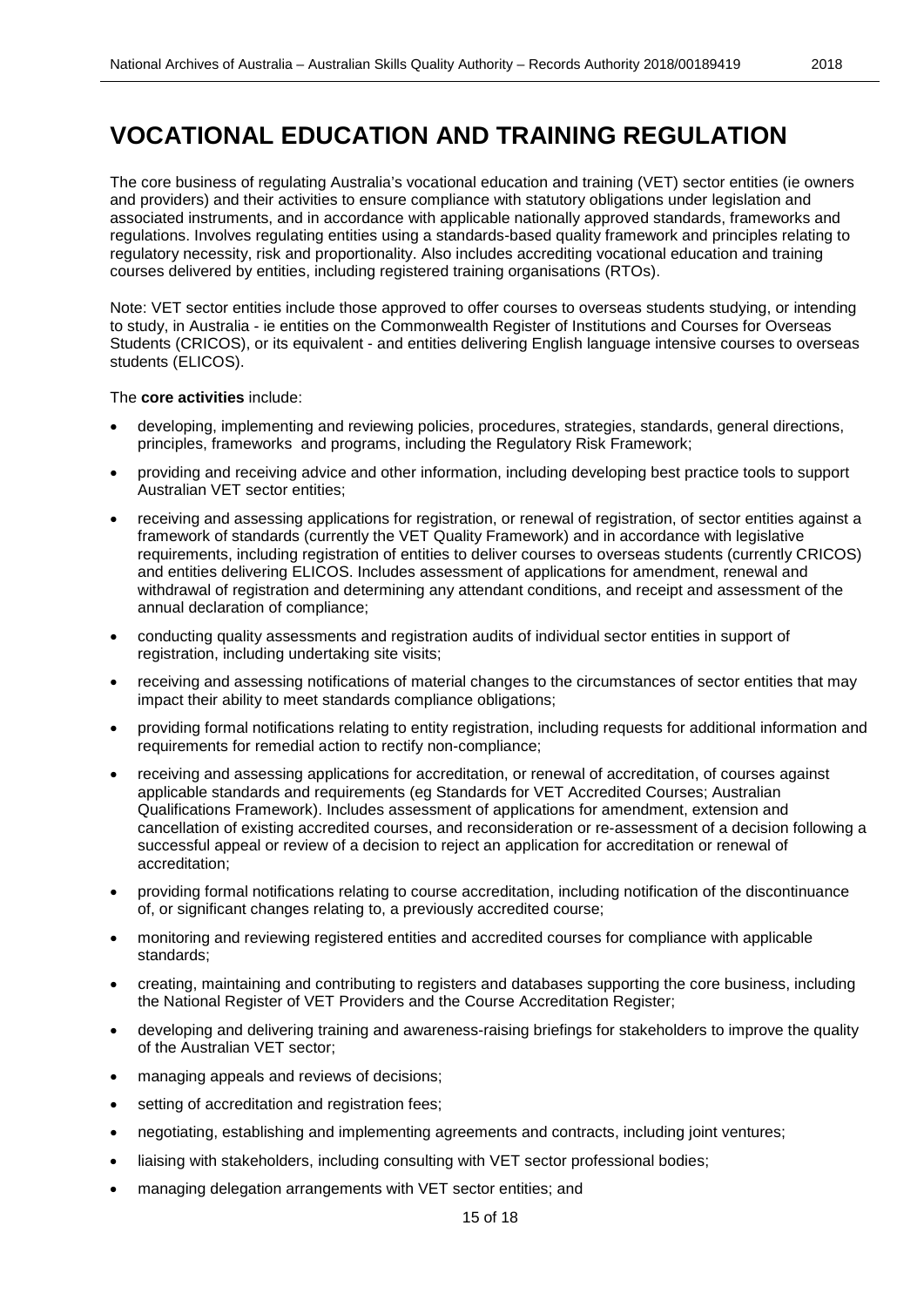# VOCATIONAL EDUCATION AND TRAINING REGULATION

The core business of regulating Australia's vocational education and training (VET) sector entities (ie owners and providers) and their activities to ensure compliance with statutory obligations under legislation and associated instruments, and in accordance with applicable nationally approved standards, frameworks and regulations. Involves regulating entities using a standards-based quality framework and principles relating to regulatory necessity, risk and proportionality. Also includes accrediting vocational education and training courses delivered by entities, including registered training organisations (RTOs).

Note: VET sector entities include those approved to offer courses to overseas students studying, or intending to study, in Australia - ie entities on the Commonwealth Register of Institutions and Courses for Overseas Students (CRICOS), or its equivalent - and entities delivering English language intensive courses to overseas students (ELICOS).

The **core activities** include:

- developing, implementing and reviewing policies, procedures, strategies, standards, general directions, principles, frameworks and programs, including the Regulatory Risk Framework;
- providing and receiving advice and other information, including developing best practice tools to support Australian VET sector entities;
- receiving and assessing applications for registration, or renewal of registration, of sector entities against a framework of standards (currently the VET Quality Framework) and in accordance with legislative requirements, including registration of entities to deliver courses to overseas students (currently CRICOS) and entities delivering ELICOS. Includes assessment of applications for amendment, renewal and withdrawal of registration and determining any attendant conditions, and receipt and assessment of the annual declaration of compliance;
- conducting quality assessments and registration audits of individual sector entities in support of registration, including undertaking site visits;
- receiving and assessing notifications of material changes to the circumstances of sector entities that may impact their ability to meet standards compliance obligations;
- providing formal notifications relating to entity registration, including requests for additional information and requirements for remedial action to rectify non-compliance;
- receiving and assessing applications for accreditation, or renewal of accreditation, of courses against applicable standards and requirements (eg Standards for VET Accredited Courses; Australian Qualifications Framework). Includes assessment of applications for amendment, extension and cancellation of existing accredited courses, and reconsideration or re-assessment of a decision following a successful appeal or review of a decision to reject an application for accreditation or renewal of accreditation;
- providing formal notifications relating to course accreditation, including notification of the discontinuance of, or significant changes relating to, a previously accredited course;
- monitoring and reviewing registered entities and accredited courses for compliance with applicable standards;
- creating, maintaining and contributing to registers and databases supporting the core business, including the National Register of VET Providers and the Course Accreditation Register;
- developing and delivering training and awareness-raising briefings for stakeholders to improve the quality of the Australian VET sector;
- managing appeals and reviews of decisions;
- setting of accreditation and registration fees;
- negotiating, establishing and implementing agreements and contracts, including joint ventures;
- liaising with stakeholders, including consulting with VET sector professional bodies;
- managing delegation arrangements with VET sector entities; and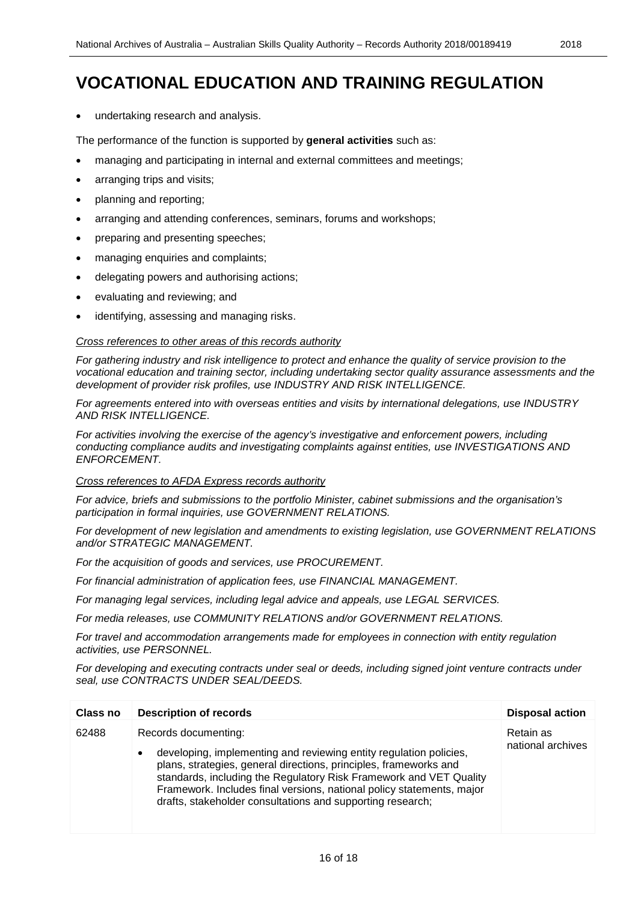# VOCATIONAL EDUCATION AND TRAINING REGULATION

- undertaking research and analysis.

The performance of the function is supported by **general activities** such as:

- managing and participating in internal and external committees and meetings;
- arranging trips and visits;
- planning and reporting;
- arranging and attending conferences, seminars, forums and workshops;
- preparing and presenting speeches;
- managing enquiries and complaints;
- delegating powers and authorising actions;
- evaluating and reviewing; and
- identifying, assessing and managing risks.

*Cross references to other areas of this records authority*

*For gathering industry and risk intelligence to protect and enhance the quality of service provision to the vocational education and training sector, including undertaking sector quality assurance assessments and the development of provider risk profiles, use INDUSTRY AND RISK INTELLIGENCE.*

*For agreements entered into with overseas entities and visits by international delegations, use INDUSTRY AND RISK INTELLIGENCE.*

*For activities involving the exercise of the agency's investigative and enforcement powers, including conducting compliance audits and investigating complaints against entities, use INVESTIGATIONS AND ENFORCEMENT.*

*Cross references to AFDA Express records authority*

*For advice, briefs and submissions to the portfolio Minister, cabinet submissions and the organisation's participation in formal inquiries, use GOVERNMENT RELATIONS.*

*For development of new legislation and amendments to existing legislation, use GOVERNMENT RELATIONS and/or STRATEGIC MANAGEMENT.*

*For the acquisition of goods and services, use PROCUREMENT.*

*For financial administration of application fees, use FINANCIAL MANAGEMENT.*

*For managing legal services, including legal advice and appeals, use LEGAL SERVICES.*

*For media releases, use COMMUNITY RELATIONS and/or GOVERNMENT RELATIONS.*

*For travel and accommodation arrangements made for employees in connection with entity regulation activities, use PERSONNEL.*

*For developing and executing contracts under seal or deeds, including signed joint venture contracts under seal, use CONTRACTS UNDER SEAL/DEEDS.*

| Class no | Description of records | Disposal action |
|---|---|---|
| 62488 | Records documenting:<br>• developing, implementing and reviewing entity regulation policies, plans, strategies, general directions, principles, frameworks and standards, including the Regulatory Risk Framework and VET Quality Framework. Includes final versions, national policy statements, major drafts, stakeholder consultations and supporting research; | Retain as national archives |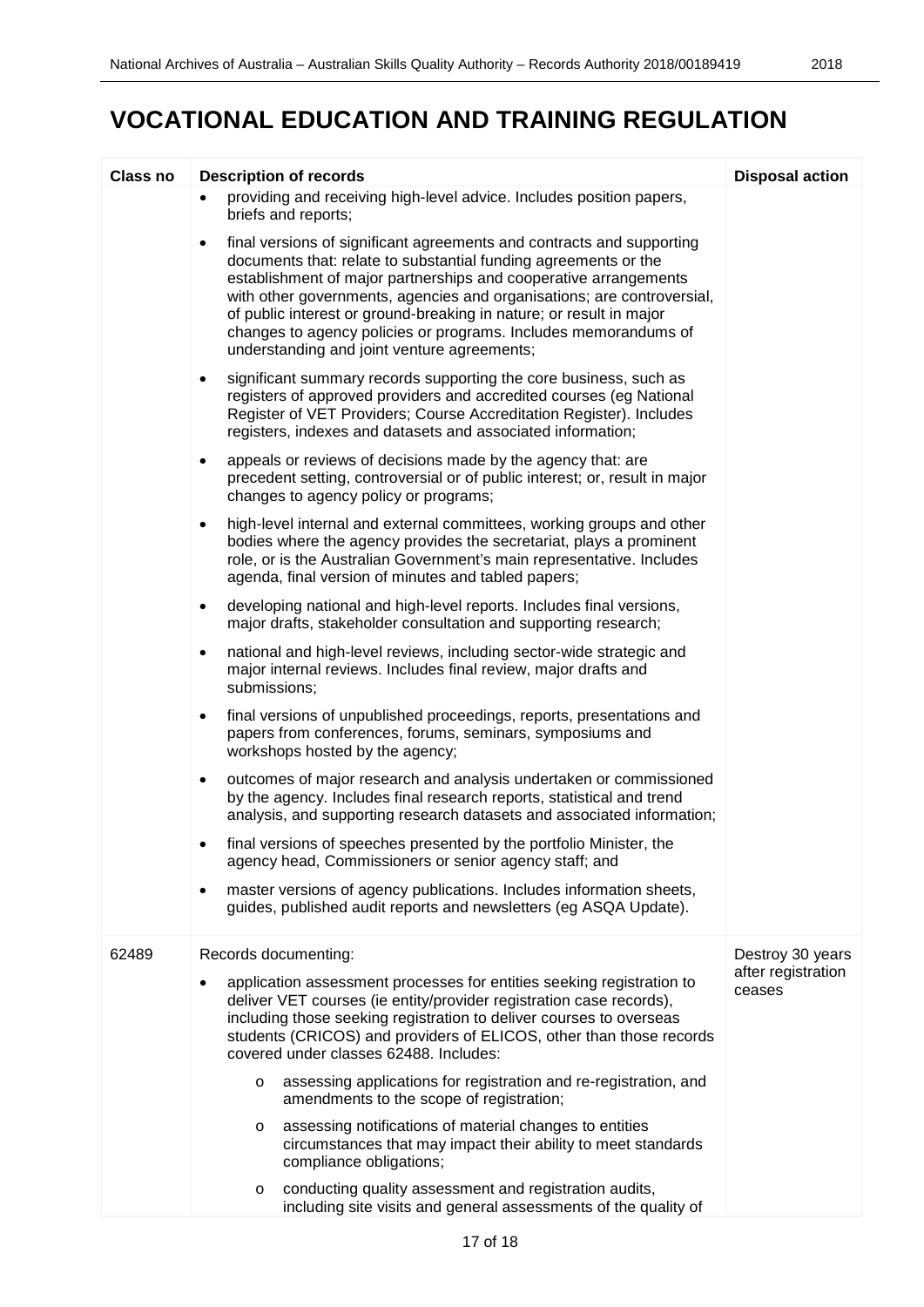# VOCATIONAL EDUCATION AND TRAINING REGULATION

| Class no | Description of records | Disposal action |
| --- | --- | --- |
| | • providing and receiving high-level advice. Includes position papers, briefs and reports;<br><br>• final versions of significant agreements and contracts and supporting documents that: relate to substantial funding agreements or the establishment of major partnerships and cooperative arrangements with other governments, agencies and organisations; are controversial, of public interest or ground-breaking in nature; or result in major changes to agency policies or programs. Includes memorandums of understanding and joint venture agreements;<br><br>• significant summary records supporting the core business, such as registers of approved providers and accredited courses (eg National Register of VET Providers; Course Accreditation Register). Includes registers, indexes and datasets and associated information;<br><br>• appeals or reviews of decisions made by the agency that: are precedent setting, controversial or of public interest; or, result in major changes to agency policy or programs;<br><br>• high-level internal and external committees, working groups and other bodies where the agency provides the secretariat, plays a prominent role, or is the Australian Government's main representative. Includes agenda, final version of minutes and tabled papers;<br><br>• developing national and high-level reports. Includes final versions, major drafts, stakeholder consultation and supporting research;<br><br>• national and high-level reviews, including sector-wide strategic and major internal reviews. Includes final review, major drafts and submissions;<br><br>• final versions of unpublished proceedings, reports, presentations and papers from conferences, forums, seminars, symposiums and workshops hosted by the agency;<br><br>• outcomes of major research and analysis undertaken or commissioned by the agency. Includes final research reports, statistical and trend analysis, and supporting research datasets and associated information;<br><br>• final versions of speeches presented by the portfolio Minister, the agency head, Commissioners or senior agency staff; and<br><br>• master versions of agency publications. Includes information sheets, guides, published audit reports and newsletters (eg ASQA Update). | |
| 62489 | Records documenting:<br><br>• application assessment processes for entities seeking registration to deliver VET courses (ie entity/provider registration case records), including those seeking registration to deliver courses to overseas students (CRICOS) and providers of ELICOS, other than those records covered under classes 62488. Includes:<br><br>&nbsp;&nbsp;&nbsp;&nbsp;o assessing applications for registration and re-registration, and amendments to the scope of registration;<br><br>&nbsp;&nbsp;&nbsp;&nbsp;o assessing notifications of material changes to entities circumstances that may impact their ability to meet standards compliance obligations;<br><br>&nbsp;&nbsp;&nbsp;&nbsp;o conducting quality assessment and registration audits, including site visits and general assessments of the quality of | Destroy 30 years after registration ceases |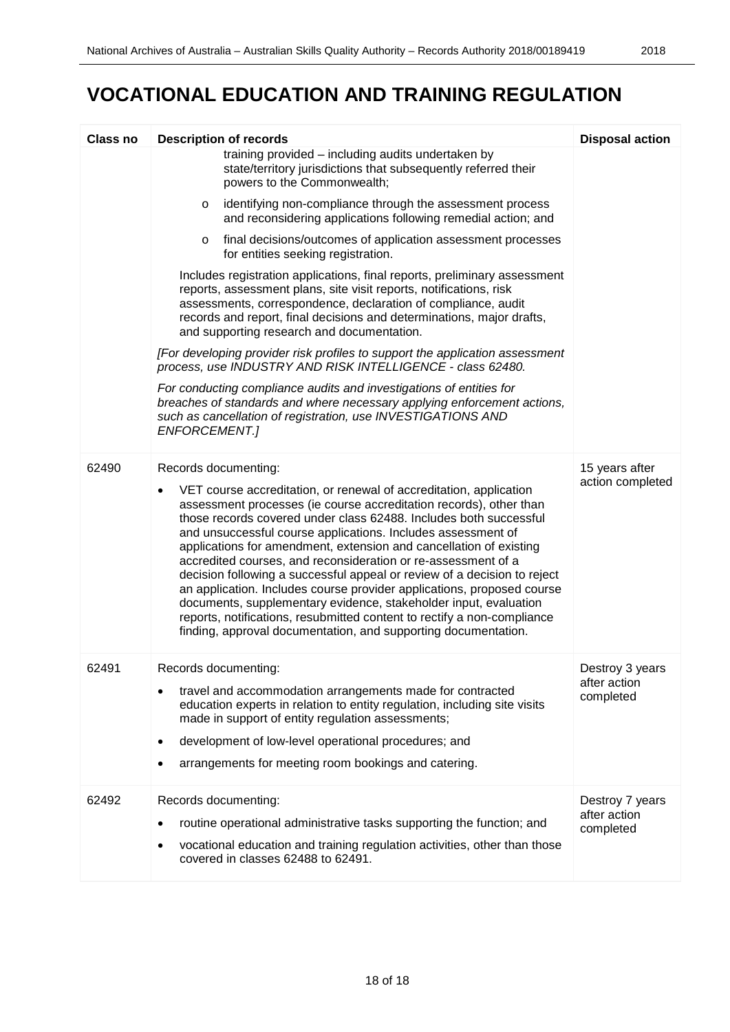# VOCATIONAL EDUCATION AND TRAINING REGULATION

| Class no | Description of records | Disposal action |
|---|---|---|
| | training provided – including audits undertaken by state/territory jurisdictions that subsequently referred their powers to the Commonwealth;<br>o identifying non-compliance through the assessment process and reconsidering applications following remedial action; and<br>o final decisions/outcomes of application assessment processes for entities seeking registration.<br><br>Includes registration applications, final reports, preliminary assessment reports, assessment plans, site visit reports, notifications, risk assessments, correspondence, declaration of compliance, audit records and report, final decisions and determinations, major drafts, and supporting research and documentation.<br><br>*[For developing provider risk profiles to support the application assessment process, use INDUSTRY AND RISK INTELLIGENCE - class 62480.*<br><br>*For conducting compliance audits and investigations of entities for breaches of standards and where necessary applying enforcement actions, such as cancellation of registration, use INVESTIGATIONS AND ENFORCEMENT.]* | |
| 62490 | Records documenting:<br>• VET course accreditation, or renewal of accreditation, application assessment processes (ie course accreditation records), other than those records covered under class 62488. Includes both successful and unsuccessful course applications. Includes assessment of applications for amendment, extension and cancellation of existing accredited courses, and reconsideration or re-assessment of a decision following a successful appeal or review of a decision to reject an application. Includes course provider applications, proposed course documents, supplementary evidence, stakeholder input, evaluation reports, notifications, resubmitted content to rectify a non-compliance finding, approval documentation, and supporting documentation. | 15 years after action completed |
| 62491 | Records documenting:<br>• travel and accommodation arrangements made for contracted education experts in relation to entity regulation, including site visits made in support of entity regulation assessments;<br>• development of low-level operational procedures; and<br>• arrangements for meeting room bookings and catering. | Destroy 3 years after action completed |
| 62492 | Records documenting:<br>• routine operational administrative tasks supporting the function; and<br>• vocational education and training regulation activities, other than those covered in classes 62488 to 62491. | Destroy 7 years after action completed |